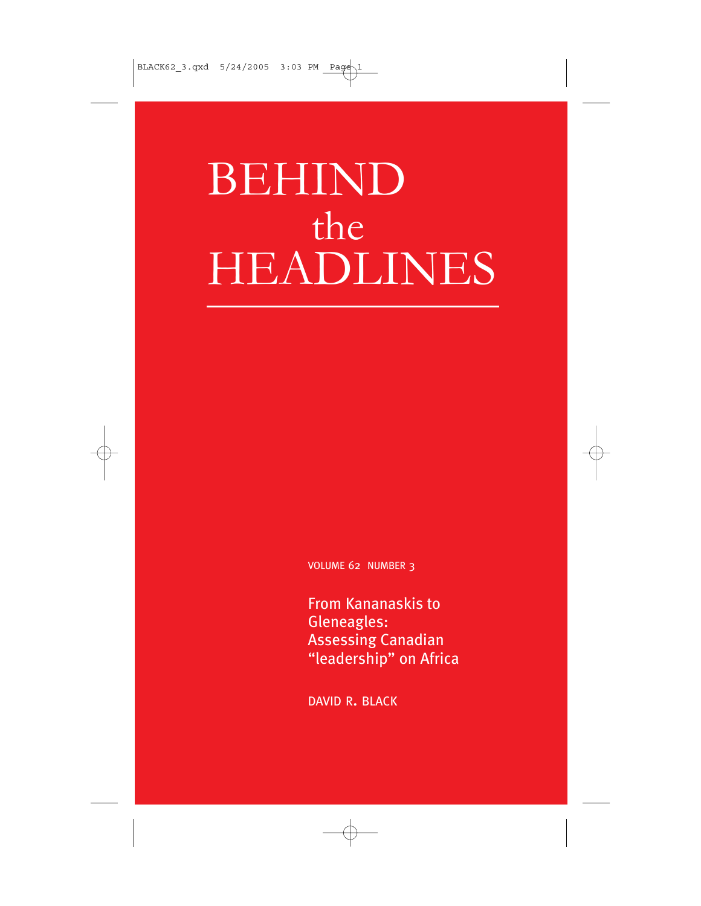# BEHIND the HEADLINES

VOLUME 62 NUMBER 3

## From Kananaskis to Gleneagles: Assessing Canadian "leadership" on Africa

DAVID R. BLACK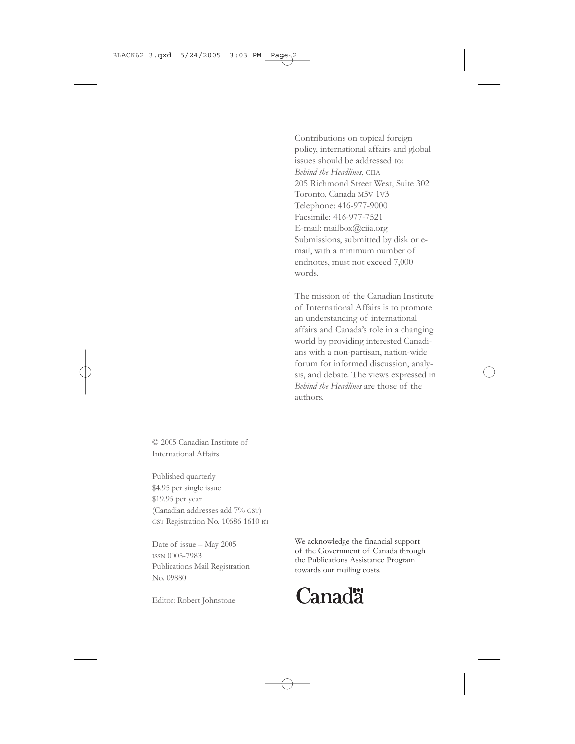Contributions on topical foreign policy, international affairs and global issues should be addressed to:
*Behind the Headlines*, CIIA
205 Richmond Street West, Suite 302
Toronto, Canada M5V 1V3
Telephone: 416-977-9000
Facsimile: 416-977-7521
E-mail: mailbox@ciia.org
Submissions, submitted by disk or e-mail, with a minimum number of endnotes, must not exceed 7,000 words.

The mission of the Canadian Institute of International Affairs is to promote an understanding of international affairs and Canada's role in a changing world by providing interested Canadians with a non-partisan, nation-wide forum for informed discussion, analysis, and debate. The views expressed in *Behind the Headlines* are those of the authors.

© 2005 Canadian Institute of International Affairs

Published quarterly
$4.95 per single issue
$19.95 per year
(Canadian addresses add 7% GST)
GST Registration No. 10686 1610 RT

Date of issue – May 2005
ISSN 0005-7983
Publications Mail Registration No. 09880

Editor: Robert Johnstone

We acknowledge the financial support of the Government of Canada through the Publications Assistance Program towards our mailing costs.

Canada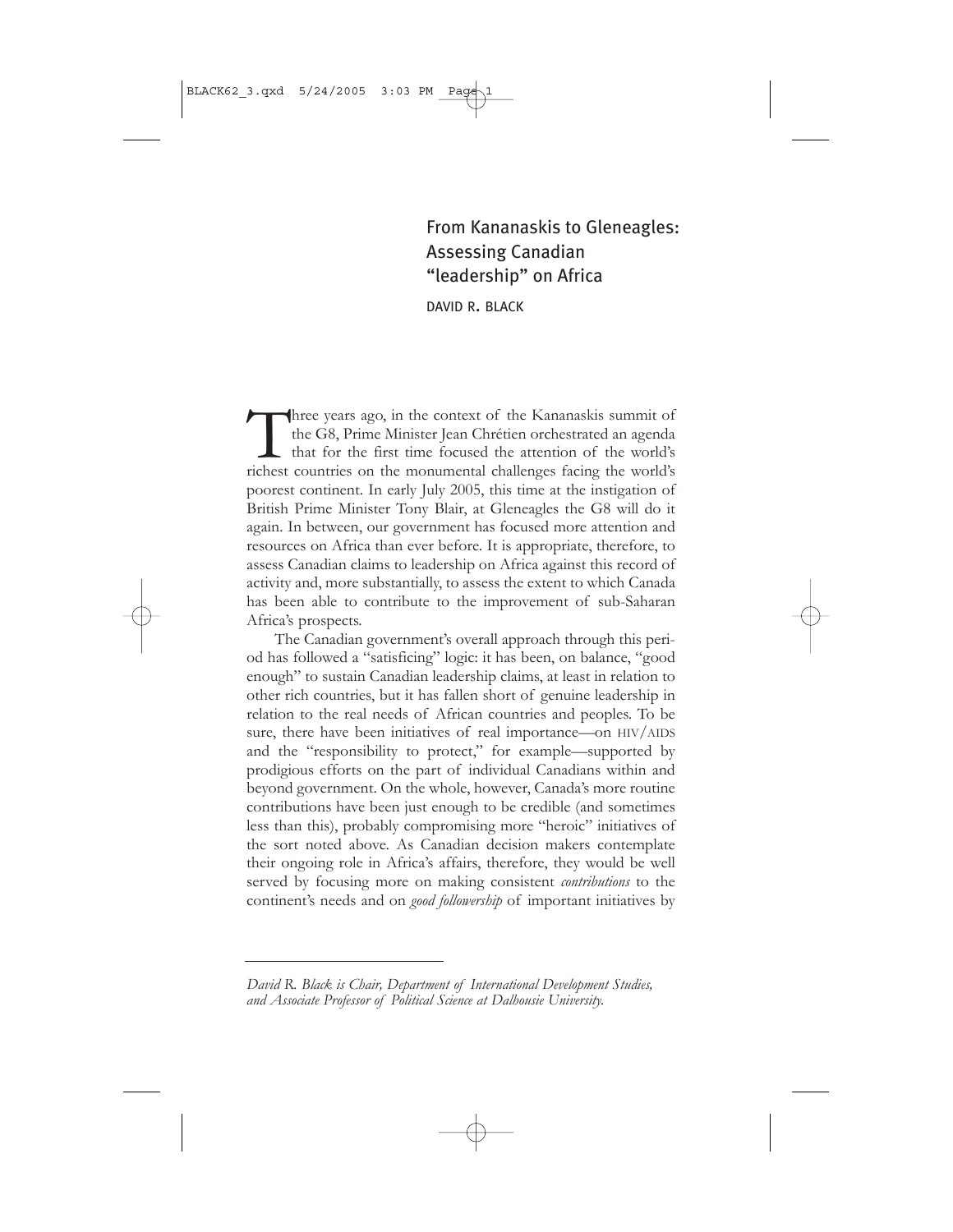# From Kananaskis to Gleneagles: Assessing Canadian "leadership" on Africa

DAVID R. BLACK

Three years ago, in the context of the Kananaskis summit of the G8, Prime Minister Jean Chrétien orchestrated an agenda that for the first time focused the attention of the world's richest countries on the monumental challenges facing the world's poorest continent. In early July 2005, this time at the instigation of British Prime Minister Tony Blair, at Gleneagles the G8 will do it again. In between, our government has focused more attention and resources on Africa than ever before. It is appropriate, therefore, to assess Canadian claims to leadership on Africa against this record of activity and, more substantially, to assess the extent to which Canada has been able to contribute to the improvement of sub-Saharan Africa's prospects.

The Canadian government's overall approach through this period has followed a "satisficing" logic: it has been, on balance, "good enough" to sustain Canadian leadership claims, at least in relation to other rich countries, but it has fallen short of genuine leadership in relation to the real needs of African countries and peoples. To be sure, there have been initiatives of real importance—on HIV/AIDS and the "responsibility to protect," for example—supported by prodigious efforts on the part of individual Canadians within and beyond government. On the whole, however, Canada's more routine contributions have been just enough to be credible (and sometimes less than this), probably compromising more "heroic" initiatives of the sort noted above. As Canadian decision makers contemplate their ongoing role in Africa's affairs, therefore, they would be well served by focusing more on making consistent *contributions* to the continent's needs and on *good followership* of important initiatives by

*David R. Black is Chair, Department of International Development Studies, and Associate Professor of Political Science at Dalhousie University.*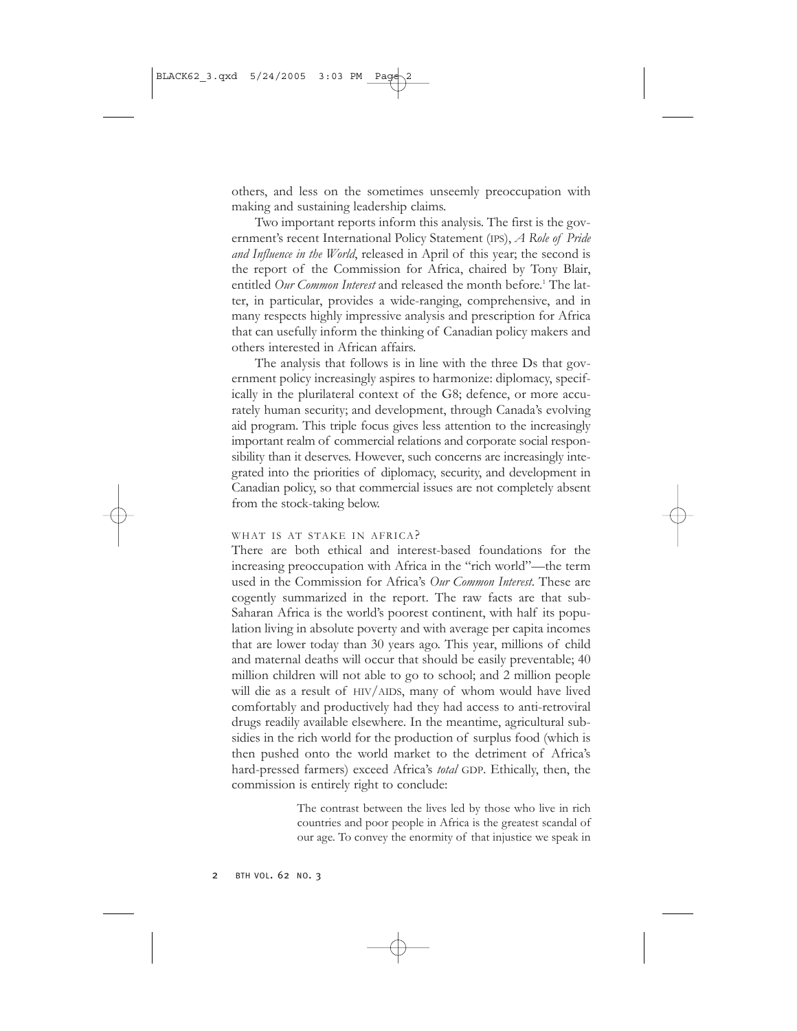others, and less on the sometimes unseemly preoccupation with making and sustaining leadership claims.

Two important reports inform this analysis. The first is the government's recent International Policy Statement (IPS), *A Role of Pride and Influence in the World*, released in April of this year; the second is the report of the Commission for Africa, chaired by Tony Blair, entitled *Our Common Interest* and released the month before.[1] The latter, in particular, provides a wide-ranging, comprehensive, and in many respects highly impressive analysis and prescription for Africa that can usefully inform the thinking of Canadian policy makers and others interested in African affairs.

The analysis that follows is in line with the three Ds that government policy increasingly aspires to harmonize: diplomacy, specifically in the plurilateral context of the G8; defence, or more accurately human security; and development, through Canada's evolving aid program. This triple focus gives less attention to the increasingly important realm of commercial relations and corporate social responsibility than it deserves. However, such concerns are increasingly integrated into the priorities of diplomacy, security, and development in Canadian policy, so that commercial issues are not completely absent from the stock-taking below.

## WHAT IS AT STAKE IN AFRICA?

There are both ethical and interest-based foundations for the increasing preoccupation with Africa in the "rich world"—the term used in the Commission for Africa's *Our Common Interest*. These are cogently summarized in the report. The raw facts are that sub-Saharan Africa is the world's poorest continent, with half its population living in absolute poverty and with average per capita incomes that are lower today than 30 years ago. This year, millions of child and maternal deaths will occur that should be easily preventable; 40 million children will not able to go to school; and 2 million people will die as a result of HIV/AIDS, many of whom would have lived comfortably and productively had they had access to anti-retroviral drugs readily available elsewhere. In the meantime, agricultural subsidies in the rich world for the production of surplus food (which is then pushed onto the world market to the detriment of Africa's hard-pressed farmers) exceed Africa's *total* GDP. Ethically, then, the commission is entirely right to conclude:

> The contrast between the lives led by those who live in rich countries and poor people in Africa is the greatest scandal of our age. To convey the enormity of that injustice we speak in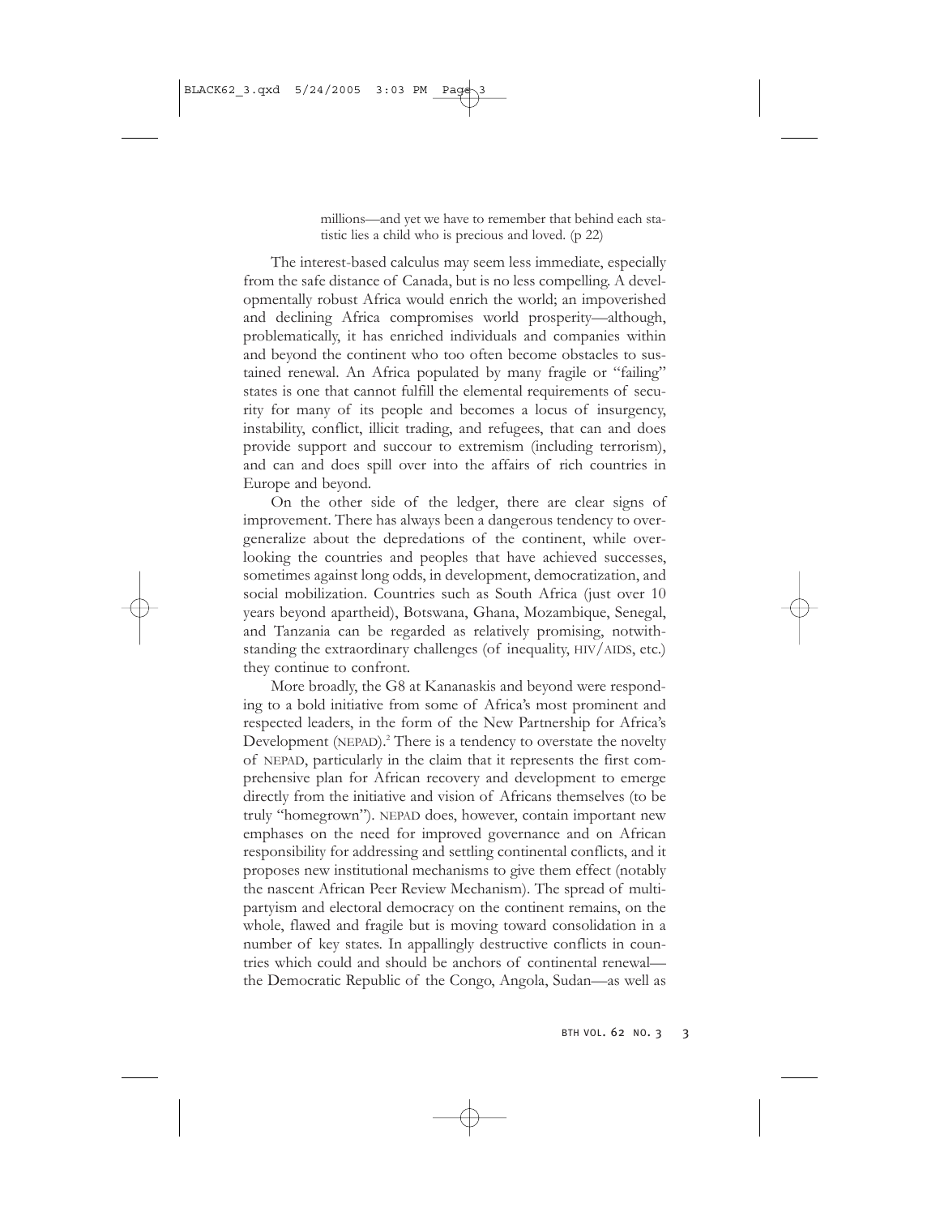millions—and yet we have to remember that behind each statistic lies a child who is precious and loved. (p 22)

The interest-based calculus may seem less immediate, especially from the safe distance of Canada, but is no less compelling. A developmentally robust Africa would enrich the world; an impoverished and declining Africa compromises world prosperity—although, problematically, it has enriched individuals and companies within and beyond the continent who too often become obstacles to sustained renewal. An Africa populated by many fragile or "failing" states is one that cannot fulfill the elemental requirements of security for many of its people and becomes a locus of insurgency, instability, conflict, illicit trading, and refugees, that can and does provide support and succour to extremism (including terrorism), and can and does spill over into the affairs of rich countries in Europe and beyond.

On the other side of the ledger, there are clear signs of improvement. There has always been a dangerous tendency to overgeneralize about the depredations of the continent, while overlooking the countries and peoples that have achieved successes, sometimes against long odds, in development, democratization, and social mobilization. Countries such as South Africa (just over 10 years beyond apartheid), Botswana, Ghana, Mozambique, Senegal, and Tanzania can be regarded as relatively promising, notwithstanding the extraordinary challenges (of inequality, HIV/AIDS, etc.) they continue to confront.

More broadly, the G8 at Kananaskis and beyond were responding to a bold initiative from some of Africa's most prominent and respected leaders, in the form of the New Partnership for Africa's Development (NEPAD).[2] There is a tendency to overstate the novelty of NEPAD, particularly in the claim that it represents the first comprehensive plan for African recovery and development to emerge directly from the initiative and vision of Africans themselves (to be truly "homegrown"). NEPAD does, however, contain important new emphases on the need for improved governance and on African responsibility for addressing and settling continental conflicts, and it proposes new institutional mechanisms to give them effect (notably the nascent African Peer Review Mechanism). The spread of multipartyism and electoral democracy on the continent remains, on the whole, flawed and fragile but is moving toward consolidation in a number of key states. In appallingly destructive conflicts in countries which could and should be anchors of continental renewal—the Democratic Republic of the Congo, Angola, Sudan—as well as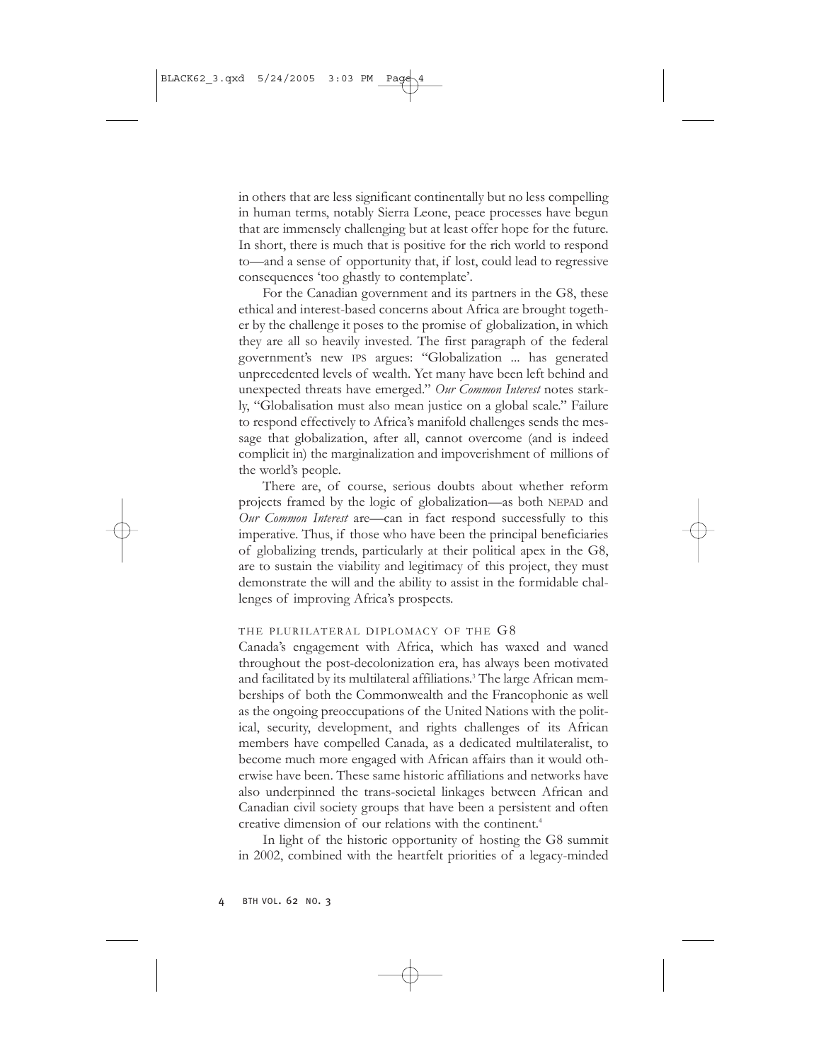in others that are less significant continentally but no less compelling in human terms, notably Sierra Leone, peace processes have begun that are immensely challenging but at least offer hope for the future. In short, there is much that is positive for the rich world to respond to—and a sense of opportunity that, if lost, could lead to regressive consequences 'too ghastly to contemplate'.

For the Canadian government and its partners in the G8, these ethical and interest-based concerns about Africa are brought together by the challenge it poses to the promise of globalization, in which they are all so heavily invested. The first paragraph of the federal government's new IPS argues: "Globalization ... has generated unprecedented levels of wealth. Yet many have been left behind and unexpected threats have emerged." *Our Common Interest* notes starkly, "Globalisation must also mean justice on a global scale." Failure to respond effectively to Africa's manifold challenges sends the message that globalization, after all, cannot overcome (and is indeed complicit in) the marginalization and impoverishment of millions of the world's people.

There are, of course, serious doubts about whether reform projects framed by the logic of globalization—as both NEPAD and *Our Common Interest* are—can in fact respond successfully to this imperative. Thus, if those who have been the principal beneficiaries of globalizing trends, particularly at their political apex in the G8, are to sustain the viability and legitimacy of this project, they must demonstrate the will and the ability to assist in the formidable challenges of improving Africa's prospects.

## THE PLURILATERAL DIPLOMACY OF THE G8

Canada's engagement with Africa, which has waxed and waned throughout the post-decolonization era, has always been motivated and facilitated by its multilateral affiliations.[3] The large African memberships of both the Commonwealth and the Francophonie as well as the ongoing preoccupations of the United Nations with the political, security, development, and rights challenges of its African members have compelled Canada, as a dedicated multilateralist, to become much more engaged with African affairs than it would otherwise have been. These same historic affiliations and networks have also underpinned the trans-societal linkages between African and Canadian civil society groups that have been a persistent and often creative dimension of our relations with the continent.[4]

In light of the historic opportunity of hosting the G8 summit in 2002, combined with the heartfelt priorities of a legacy-minded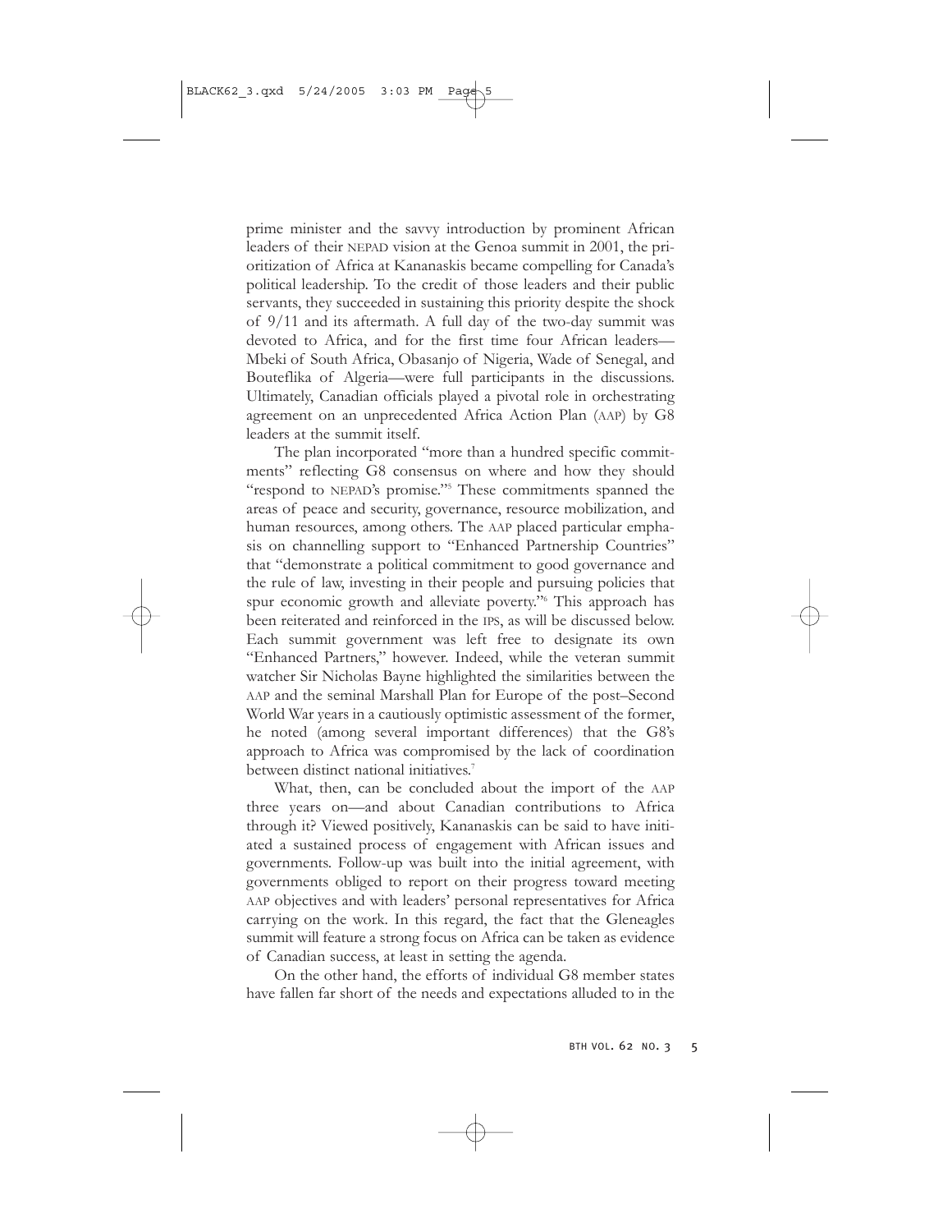prime minister and the savvy introduction by prominent African leaders of their NEPAD vision at the Genoa summit in 2001, the prioritization of Africa at Kananaskis became compelling for Canada's political leadership. To the credit of those leaders and their public servants, they succeeded in sustaining this priority despite the shock of 9/11 and its aftermath. A full day of the two-day summit was devoted to Africa, and for the first time four African leaders—Mbeki of South Africa, Obasanjo of Nigeria, Wade of Senegal, and Bouteflika of Algeria—were full participants in the discussions. Ultimately, Canadian officials played a pivotal role in orchestrating agreement on an unprecedented Africa Action Plan (AAP) by G8 leaders at the summit itself.

The plan incorporated "more than a hundred specific commitments" reflecting G8 consensus on where and how they should "respond to NEPAD's promise."[5] These commitments spanned the areas of peace and security, governance, resource mobilization, and human resources, among others. The AAP placed particular emphasis on channelling support to "Enhanced Partnership Countries" that "demonstrate a political commitment to good governance and the rule of law, investing in their people and pursuing policies that spur economic growth and alleviate poverty."[6] This approach has been reiterated and reinforced in the IPS, as will be discussed below. Each summit government was left free to designate its own "Enhanced Partners," however. Indeed, while the veteran summit watcher Sir Nicholas Bayne highlighted the similarities between the AAP and the seminal Marshall Plan for Europe of the post–Second World War years in a cautiously optimistic assessment of the former, he noted (among several important differences) that the G8's approach to Africa was compromised by the lack of coordination between distinct national initiatives.[7]

What, then, can be concluded about the import of the AAP three years on—and about Canadian contributions to Africa through it? Viewed positively, Kananaskis can be said to have initiated a sustained process of engagement with African issues and governments. Follow-up was built into the initial agreement, with governments obliged to report on their progress toward meeting AAP objectives and with leaders' personal representatives for Africa carrying on the work. In this regard, the fact that the Gleneagles summit will feature a strong focus on Africa can be taken as evidence of Canadian success, at least in setting the agenda.

On the other hand, the efforts of individual G8 member states have fallen far short of the needs and expectations alluded to in the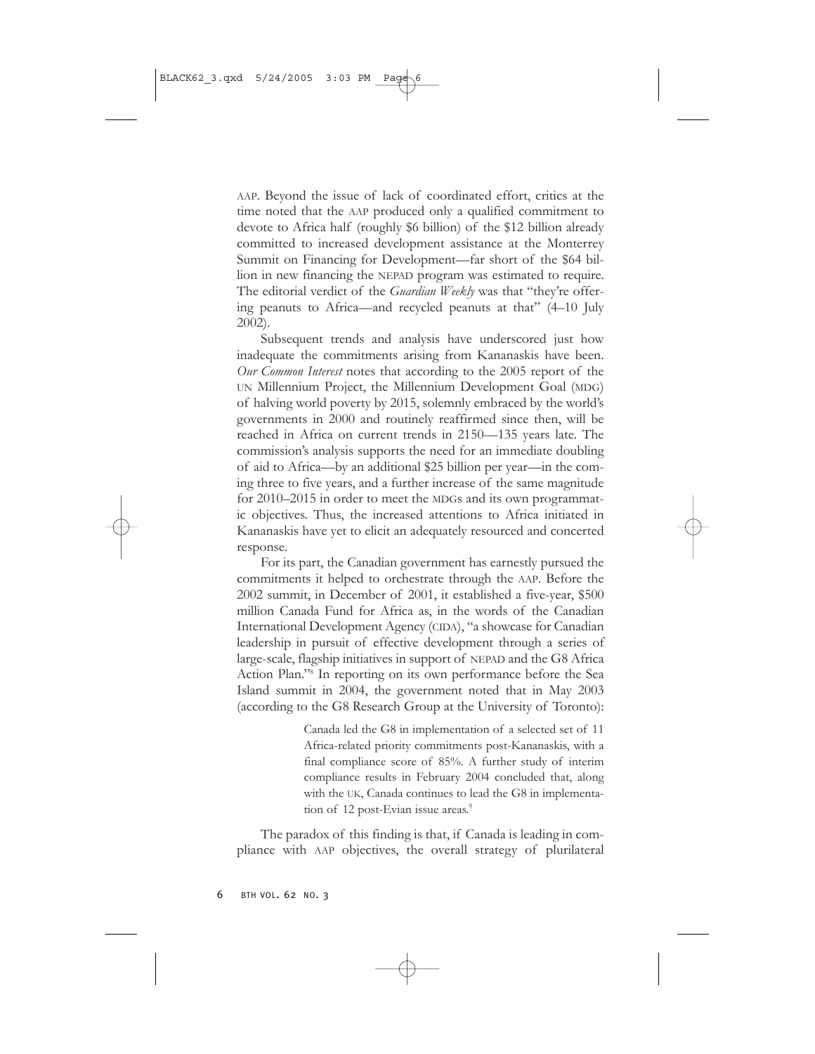AAP. Beyond the issue of lack of coordinated effort, critics at the time noted that the AAP produced only a qualified commitment to devote to Africa half (roughly $6 billion) of the $12 billion already committed to increased development assistance at the Monterrey Summit on Financing for Development—far short of the $64 billion in new financing the NEPAD program was estimated to require. The editorial verdict of the *Guardian Weekly* was that "they're offering peanuts to Africa—and recycled peanuts at that" (4–10 July 2002).

Subsequent trends and analysis have underscored just how inadequate the commitments arising from Kananaskis have been. *Our Common Interest* notes that according to the 2005 report of the UN Millennium Project, the Millennium Development Goal (MDG) of halving world poverty by 2015, solemnly embraced by the world's governments in 2000 and routinely reaffirmed since then, will be reached in Africa on current trends in 2150—135 years late. The commission's analysis supports the need for an immediate doubling of aid to Africa—by an additional $25 billion per year—in the coming three to five years, and a further increase of the same magnitude for 2010–2015 in order to meet the MDGs and its own programmatic objectives. Thus, the increased attentions to Africa initiated in Kananaskis have yet to elicit an adequately resourced and concerted response.

For its part, the Canadian government has earnestly pursued the commitments it helped to orchestrate through the AAP. Before the 2002 summit, in December of 2001, it established a five-year, $500 million Canada Fund for Africa as, in the words of the Canadian International Development Agency (CIDA), "a showcase for Canadian leadership in pursuit of effective development through a series of large-scale, flagship initiatives in support of NEPAD and the G8 Africa Action Plan."[8] In reporting on its own performance before the Sea Island summit in 2004, the government noted that in May 2003 (according to the G8 Research Group at the University of Toronto):

> Canada led the G8 in implementation of a selected set of 11 Africa-related priority commitments post-Kananaskis, with a final compliance score of 85%. A further study of interim compliance results in February 2004 concluded that, along with the UK, Canada continues to lead the G8 in implementation of 12 post-Evian issue areas.[9]

The paradox of this finding is that, if Canada is leading in compliance with AAP objectives, the overall strategy of plurilateral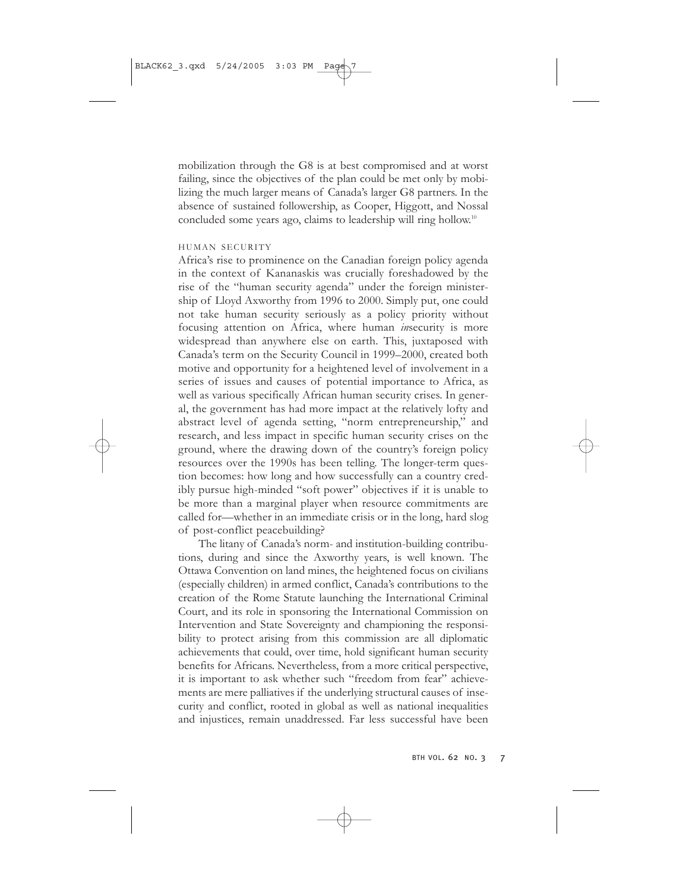mobilization through the G8 is at best compromised and at worst failing, since the objectives of the plan could be met only by mobilizing the much larger means of Canada's larger G8 partners. In the absence of sustained followership, as Cooper, Higgott, and Nossal concluded some years ago, claims to leadership will ring hollow.[10]

### HUMAN SECURITY

Africa's rise to prominence on the Canadian foreign policy agenda in the context of Kananaskis was crucially foreshadowed by the rise of the "human security agenda" under the foreign ministership of Lloyd Axworthy from 1996 to 2000. Simply put, one could not take human security seriously as a policy priority without focusing attention on Africa, where human *in*security is more widespread than anywhere else on earth. This, juxtaposed with Canada's term on the Security Council in 1999–2000, created both motive and opportunity for a heightened level of involvement in a series of issues and causes of potential importance to Africa, as well as various specifically African human security crises. In general, the government has had more impact at the relatively lofty and abstract level of agenda setting, "norm entrepreneurship," and research, and less impact in specific human security crises on the ground, where the drawing down of the country's foreign policy resources over the 1990s has been telling. The longer-term question becomes: how long and how successfully can a country credibly pursue high-minded "soft power" objectives if it is unable to be more than a marginal player when resource commitments are called for—whether in an immediate crisis or in the long, hard slog of post-conflict peacebuilding?

The litany of Canada's norm- and institution-building contributions, during and since the Axworthy years, is well known. The Ottawa Convention on land mines, the heightened focus on civilians (especially children) in armed conflict, Canada's contributions to the creation of the Rome Statute launching the International Criminal Court, and its role in sponsoring the International Commission on Intervention and State Sovereignty and championing the responsibility to protect arising from this commission are all diplomatic achievements that could, over time, hold significant human security benefits for Africans. Nevertheless, from a more critical perspective, it is important to ask whether such "freedom from fear" achievements are mere palliatives if the underlying structural causes of insecurity and conflict, rooted in global as well as national inequalities and injustices, remain unaddressed. Far less successful have been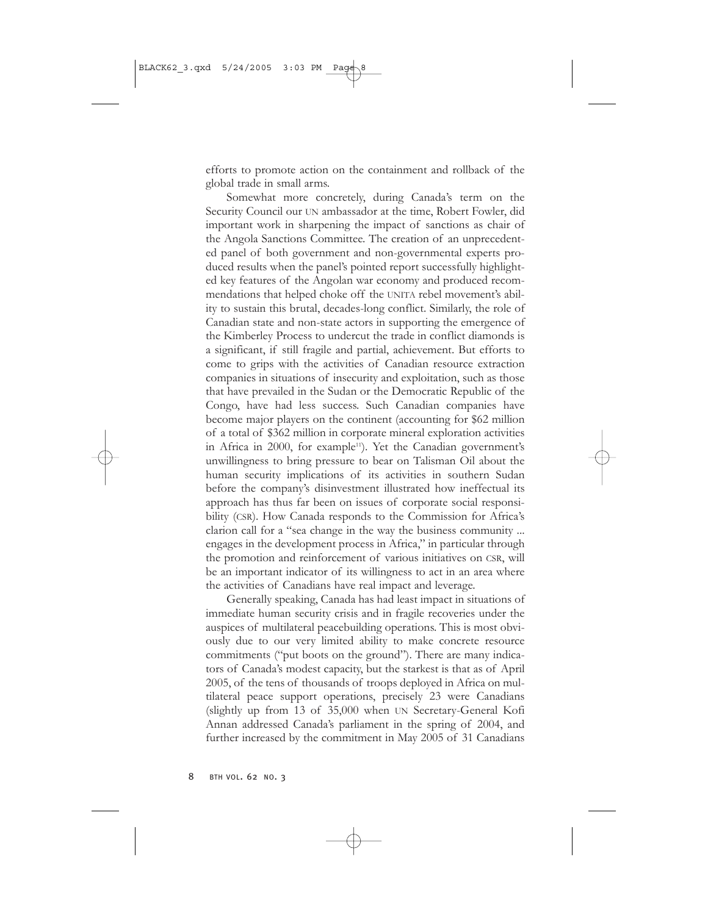efforts to promote action on the containment and rollback of the global trade in small arms.

Somewhat more concretely, during Canada's term on the Security Council our UN ambassador at the time, Robert Fowler, did important work in sharpening the impact of sanctions as chair of the Angola Sanctions Committee. The creation of an unprecedented panel of both government and non-governmental experts produced results when the panel's pointed report successfully highlighted key features of the Angolan war economy and produced recommendations that helped choke off the UNITA rebel movement's ability to sustain this brutal, decades-long conflict. Similarly, the role of Canadian state and non-state actors in supporting the emergence of the Kimberley Process to undercut the trade in conflict diamonds is a significant, if still fragile and partial, achievement. But efforts to come to grips with the activities of Canadian resource extraction companies in situations of insecurity and exploitation, such as those that have prevailed in the Sudan or the Democratic Republic of the Congo, have had less success. Such Canadian companies have become major players on the continent (accounting for $62 million of a total of $362 million in corporate mineral exploration activities in Africa in 2000, for example[11]). Yet the Canadian government's unwillingness to bring pressure to bear on Talisman Oil about the human security implications of its activities in southern Sudan before the company's disinvestment illustrated how ineffectual its approach has thus far been on issues of corporate social responsibility (CSR). How Canada responds to the Commission for Africa's clarion call for a "sea change in the way the business community ... engages in the development process in Africa," in particular through the promotion and reinforcement of various initiatives on CSR, will be an important indicator of its willingness to act in an area where the activities of Canadians have real impact and leverage.

Generally speaking, Canada has had least impact in situations of immediate human security crisis and in fragile recoveries under the auspices of multilateral peacebuilding operations. This is most obviously due to our very limited ability to make concrete resource commitments ("put boots on the ground"). There are many indicators of Canada's modest capacity, but the starkest is that as of April 2005, of the tens of thousands of troops deployed in Africa on multilateral peace support operations, precisely 23 were Canadians (slightly up from 13 of 35,000 when UN Secretary-General Kofi Annan addressed Canada's parliament in the spring of 2004, and further increased by the commitment in May 2005 of 31 Canadians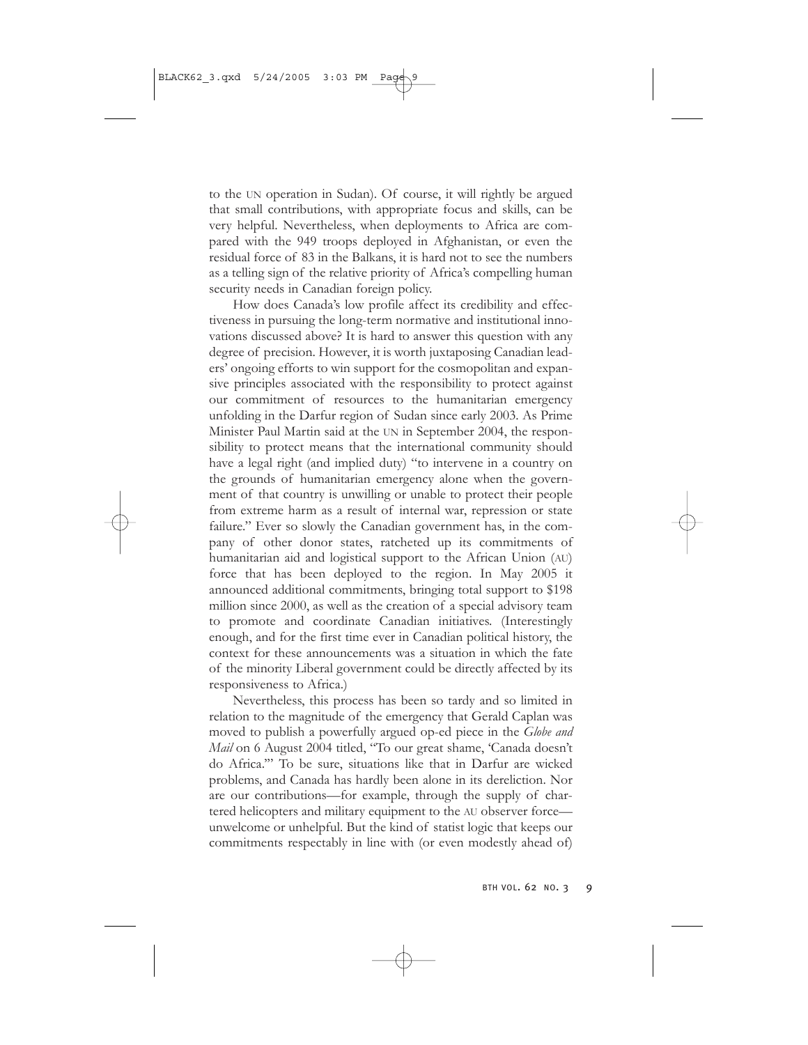to the UN operation in Sudan). Of course, it will rightly be argued that small contributions, with appropriate focus and skills, can be very helpful. Nevertheless, when deployments to Africa are compared with the 949 troops deployed in Afghanistan, or even the residual force of 83 in the Balkans, it is hard not to see the numbers as a telling sign of the relative priority of Africa's compelling human security needs in Canadian foreign policy.

How does Canada's low profile affect its credibility and effectiveness in pursuing the long-term normative and institutional innovations discussed above? It is hard to answer this question with any degree of precision. However, it is worth juxtaposing Canadian leaders' ongoing efforts to win support for the cosmopolitan and expansive principles associated with the responsibility to protect against our commitment of resources to the humanitarian emergency unfolding in the Darfur region of Sudan since early 2003. As Prime Minister Paul Martin said at the UN in September 2004, the responsibility to protect means that the international community should have a legal right (and implied duty) "to intervene in a country on the grounds of humanitarian emergency alone when the government of that country is unwilling or unable to protect their people from extreme harm as a result of internal war, repression or state failure." Ever so slowly the Canadian government has, in the company of other donor states, ratcheted up its commitments of humanitarian aid and logistical support to the African Union (AU) force that has been deployed to the region. In May 2005 it announced additional commitments, bringing total support to $198 million since 2000, as well as the creation of a special advisory team to promote and coordinate Canadian initiatives. (Interestingly enough, and for the first time ever in Canadian political history, the context for these announcements was a situation in which the fate of the minority Liberal government could be directly affected by its responsiveness to Africa.)

Nevertheless, this process has been so tardy and so limited in relation to the magnitude of the emergency that Gerald Caplan was moved to publish a powerfully argued op-ed piece in the *Globe and Mail* on 6 August 2004 titled, "To our great shame, 'Canada doesn't do Africa.'" To be sure, situations like that in Darfur are wicked problems, and Canada has hardly been alone in its dereliction. Nor are our contributions—for example, through the supply of chartered helicopters and military equipment to the AU observer force—unwelcome or unhelpful. But the kind of statist logic that keeps our commitments respectably in line with (or even modestly ahead of)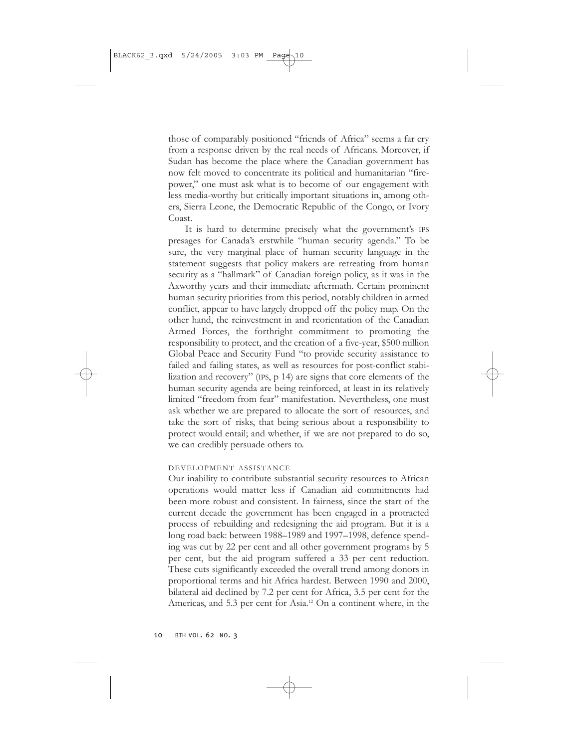those of comparably positioned "friends of Africa" seems a far cry from a response driven by the real needs of Africans. Moreover, if Sudan has become the place where the Canadian government has now felt moved to concentrate its political and humanitarian "firepower," one must ask what is to become of our engagement with less media-worthy but critically important situations in, among others, Sierra Leone, the Democratic Republic of the Congo, or Ivory Coast.

It is hard to determine precisely what the government's IPS presages for Canada's erstwhile "human security agenda." To be sure, the very marginal place of human security language in the statement suggests that policy makers are retreating from human security as a "hallmark" of Canadian foreign policy, as it was in the Axworthy years and their immediate aftermath. Certain prominent human security priorities from this period, notably children in armed conflict, appear to have largely dropped off the policy map. On the other hand, the reinvestment in and reorientation of the Canadian Armed Forces, the forthright commitment to promoting the responsibility to protect, and the creation of a five-year, $500 million Global Peace and Security Fund "to provide security assistance to failed and failing states, as well as resources for post-conflict stabilization and recovery" (IPS, p 14) are signs that core elements of the human security agenda are being reinforced, at least in its relatively limited "freedom from fear" manifestation. Nevertheless, one must ask whether we are prepared to allocate the sort of resources, and take the sort of risks, that being serious about a responsibility to protect would entail; and whether, if we are not prepared to do so, we can credibly persuade others to.

### DEVELOPMENT ASSISTANCE

Our inability to contribute substantial security resources to African operations would matter less if Canadian aid commitments had been more robust and consistent. In fairness, since the start of the current decade the government has been engaged in a protracted process of rebuilding and redesigning the aid program. But it is a long road back: between 1988–1989 and 1997–1998, defence spending was cut by 22 per cent and all other government programs by 5 per cent, but the aid program suffered a 33 per cent reduction. These cuts significantly exceeded the overall trend among donors in proportional terms and hit Africa hardest. Between 1990 and 2000, bilateral aid declined by 7.2 per cent for Africa, 3.5 per cent for the Americas, and 5.3 per cent for Asia.[12] On a continent where, in the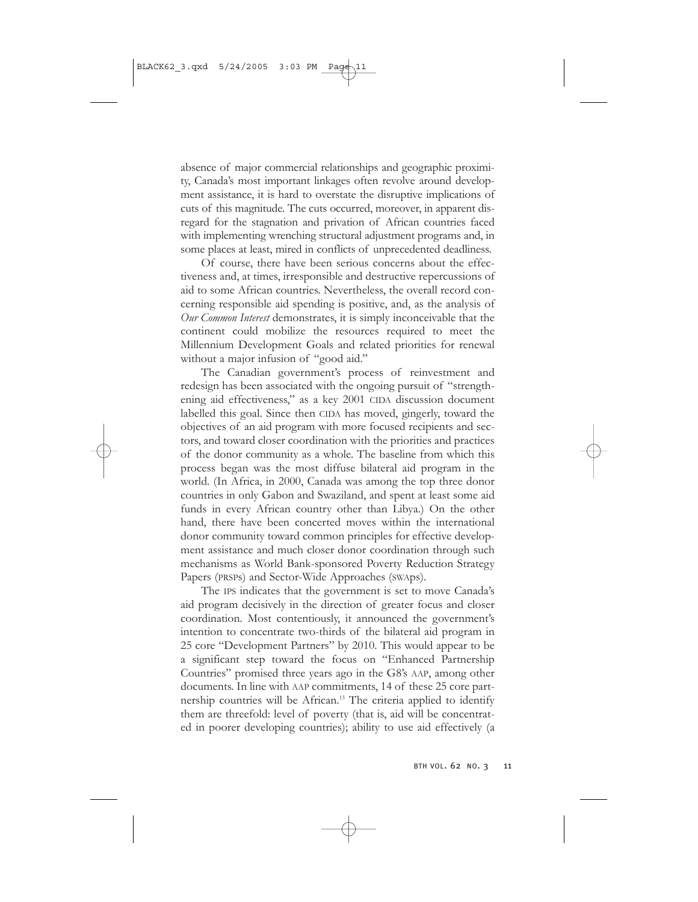absence of major commercial relationships and geographic proximity, Canada's most important linkages often revolve around development assistance, it is hard to overstate the disruptive implications of cuts of this magnitude. The cuts occurred, moreover, in apparent disregard for the stagnation and privation of African countries faced with implementing wrenching structural adjustment programs and, in some places at least, mired in conflicts of unprecedented deadliness.

Of course, there have been serious concerns about the effectiveness and, at times, irresponsible and destructive repercussions of aid to some African countries. Nevertheless, the overall record concerning responsible aid spending is positive, and, as the analysis of *Our Common Interest* demonstrates, it is simply inconceivable that the continent could mobilize the resources required to meet the Millennium Development Goals and related priorities for renewal without a major infusion of "good aid."

The Canadian government's process of reinvestment and redesign has been associated with the ongoing pursuit of "strengthening aid effectiveness," as a key 2001 CIDA discussion document labelled this goal. Since then CIDA has moved, gingerly, toward the objectives of an aid program with more focused recipients and sectors, and toward closer coordination with the priorities and practices of the donor community as a whole. The baseline from which this process began was the most diffuse bilateral aid program in the world. (In Africa, in 2000, Canada was among the top three donor countries in only Gabon and Swaziland, and spent at least some aid funds in every African country other than Libya.) On the other hand, there have been concerted moves within the international donor community toward common principles for effective development assistance and much closer donor coordination through such mechanisms as World Bank-sponsored Poverty Reduction Strategy Papers (PRSPs) and Sector-Wide Approaches (SWAps).

The IPS indicates that the government is set to move Canada's aid program decisively in the direction of greater focus and closer coordination. Most contentiously, it announced the government's intention to concentrate two-thirds of the bilateral aid program in 25 core "Development Partners" by 2010. This would appear to be a significant step toward the focus on "Enhanced Partnership Countries" promised three years ago in the G8's AAP, among other documents. In line with AAP commitments, 14 of these 25 core partnership countries will be African.[13] The criteria applied to identify them are threefold: level of poverty (that is, aid will be concentrated in poorer developing countries); ability to use aid effectively (a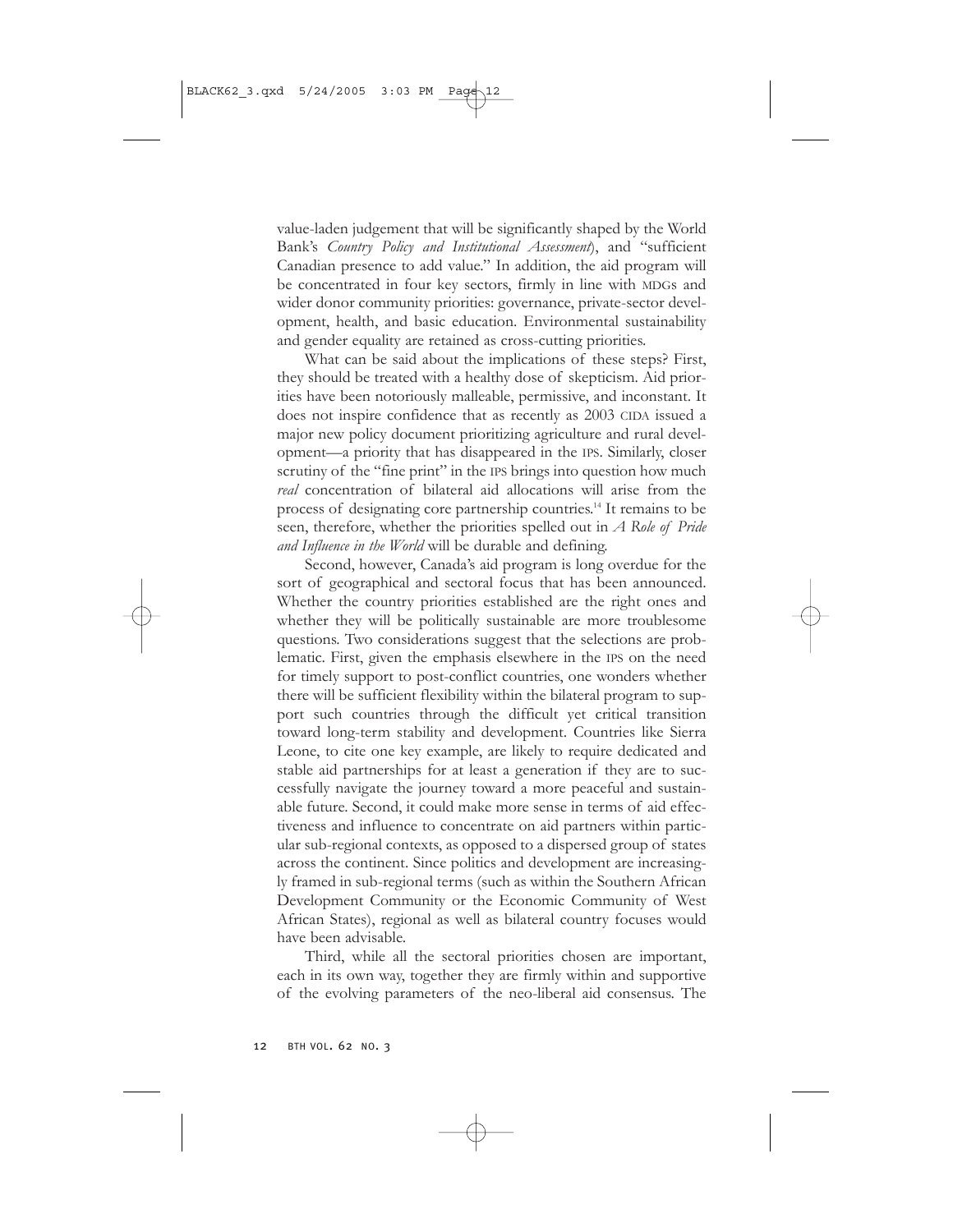value-laden judgement that will be significantly shaped by the World Bank's *Country Policy and Institutional Assessment*), and "sufficient Canadian presence to add value." In addition, the aid program will be concentrated in four key sectors, firmly in line with MDGs and wider donor community priorities: governance, private-sector development, health, and basic education. Environmental sustainability and gender equality are retained as cross-cutting priorities.

What can be said about the implications of these steps? First, they should be treated with a healthy dose of skepticism. Aid priorities have been notoriously malleable, permissive, and inconstant. It does not inspire confidence that as recently as 2003 CIDA issued a major new policy document prioritizing agriculture and rural development—a priority that has disappeared in the IPS. Similarly, closer scrutiny of the "fine print" in the IPS brings into question how much *real* concentration of bilateral aid allocations will arise from the process of designating core partnership countries.[14] It remains to be seen, therefore, whether the priorities spelled out in *A Role of Pride and Influence in the World* will be durable and defining.

Second, however, Canada's aid program is long overdue for the sort of geographical and sectoral focus that has been announced. Whether the country priorities established are the right ones and whether they will be politically sustainable are more troublesome questions. Two considerations suggest that the selections are problematic. First, given the emphasis elsewhere in the IPS on the need for timely support to post-conflict countries, one wonders whether there will be sufficient flexibility within the bilateral program to support such countries through the difficult yet critical transition toward long-term stability and development. Countries like Sierra Leone, to cite one key example, are likely to require dedicated and stable aid partnerships for at least a generation if they are to successfully navigate the journey toward a more peaceful and sustainable future. Second, it could make more sense in terms of aid effectiveness and influence to concentrate on aid partners within particular sub-regional contexts, as opposed to a dispersed group of states across the continent. Since politics and development are increasingly framed in sub-regional terms (such as within the Southern African Development Community or the Economic Community of West African States), regional as well as bilateral country focuses would have been advisable.

Third, while all the sectoral priorities chosen are important, each in its own way, together they are firmly within and supportive of the evolving parameters of the neo-liberal aid consensus. The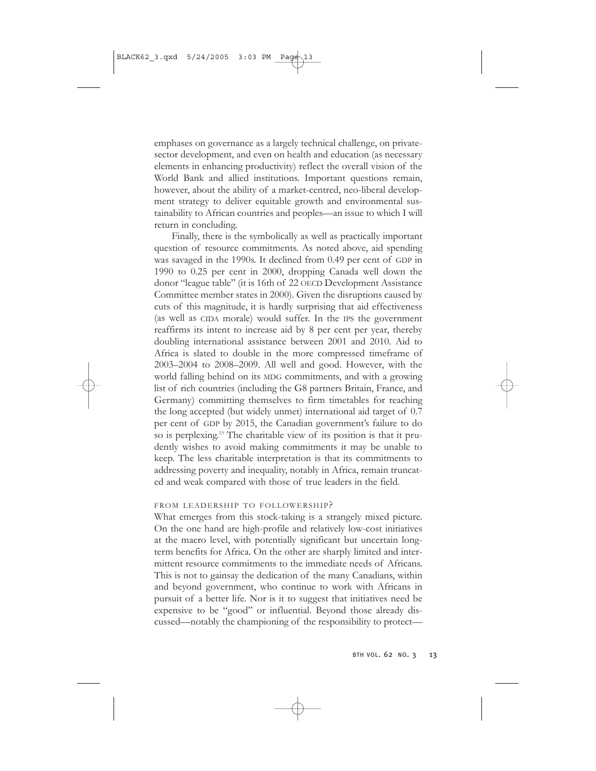emphases on governance as a largely technical challenge, on private-sector development, and even on health and education (as necessary elements in enhancing productivity) reflect the overall vision of the World Bank and allied institutions. Important questions remain, however, about the ability of a market-centred, neo-liberal development strategy to deliver equitable growth and environmental sustainability to African countries and peoples—an issue to which I will return in concluding.

Finally, there is the symbolically as well as practically important question of resource commitments. As noted above, aid spending was savaged in the 1990s. It declined from 0.49 per cent of GDP in 1990 to 0.25 per cent in 2000, dropping Canada well down the donor "league table" (it is 16th of 22 OECD Development Assistance Committee member states in 2000). Given the disruptions caused by cuts of this magnitude, it is hardly surprising that aid effectiveness (as well as CIDA morale) would suffer. In the IPS the government reaffirms its intent to increase aid by 8 per cent per year, thereby doubling international assistance between 2001 and 2010. Aid to Africa is slated to double in the more compressed timeframe of 2003–2004 to 2008–2009. All well and good. However, with the world falling behind on its MDG commitments, and with a growing list of rich countries (including the G8 partners Britain, France, and Germany) committing themselves to firm timetables for reaching the long accepted (but widely unmet) international aid target of 0.7 per cent of GDP by 2015, the Canadian government's failure to do so is perplexing.[15] The charitable view of its position is that it prudently wishes to avoid making commitments it may be unable to keep. The less charitable interpretation is that its commitments to addressing poverty and inequality, notably in Africa, remain truncated and weak compared with those of true leaders in the field.

## FROM LEADERSHIP TO FOLLOWERSHIP?

What emerges from this stock-taking is a strangely mixed picture. On the one hand are high-profile and relatively low-cost initiatives at the macro level, with potentially significant but uncertain long-term benefits for Africa. On the other are sharply limited and intermittent resource commitments to the immediate needs of Africans. This is not to gainsay the dedication of the many Canadians, within and beyond government, who continue to work with Africans in pursuit of a better life. Nor is it to suggest that initiatives need be expensive to be "good" or influential. Beyond those already discussed—notably the championing of the responsibility to protect—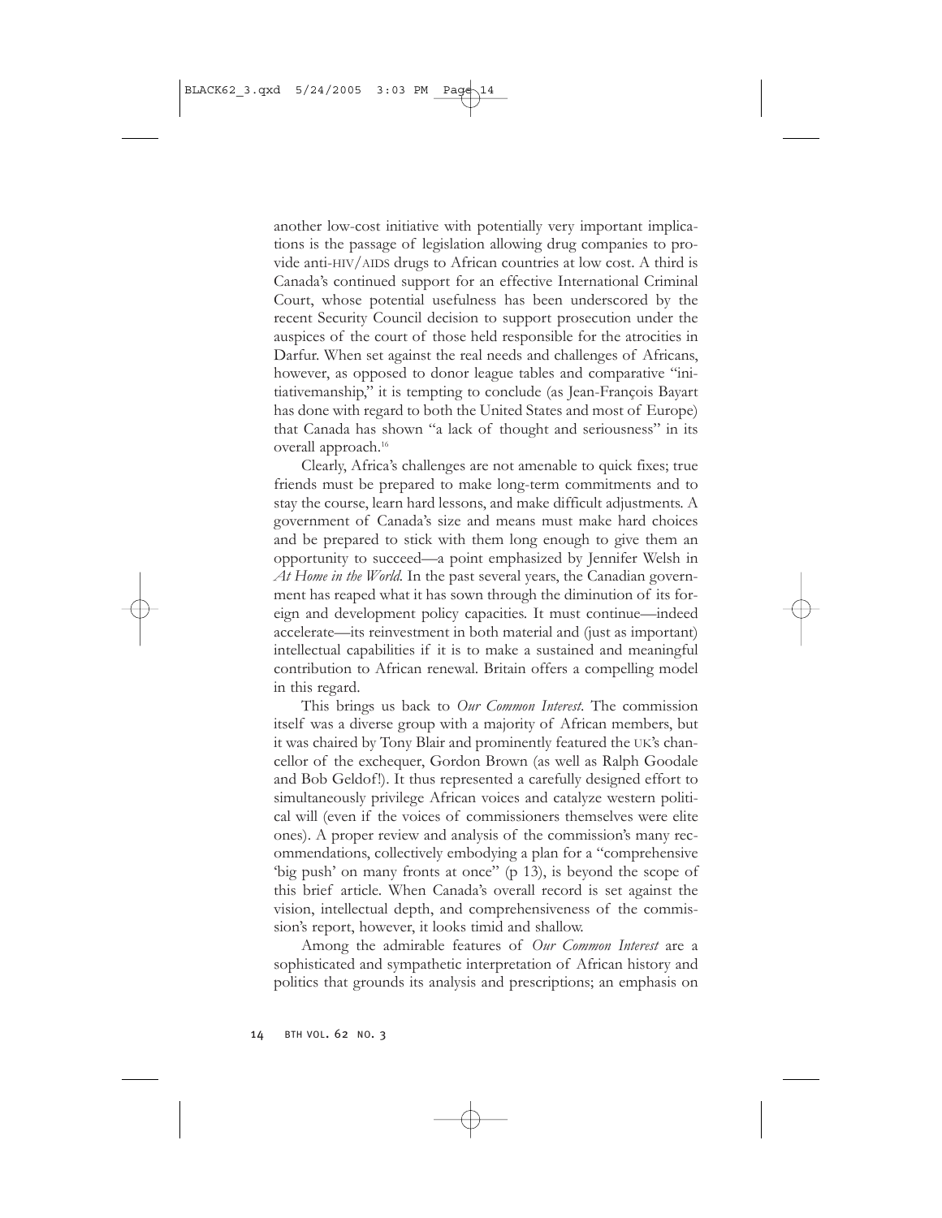another low-cost initiative with potentially very important implications is the passage of legislation allowing drug companies to provide anti-HIV/AIDS drugs to African countries at low cost. A third is Canada's continued support for an effective International Criminal Court, whose potential usefulness has been underscored by the recent Security Council decision to support prosecution under the auspices of the court of those held responsible for the atrocities in Darfur. When set against the real needs and challenges of Africans, however, as opposed to donor league tables and comparative "initiativemanship," it is tempting to conclude (as Jean-François Bayart has done with regard to both the United States and most of Europe) that Canada has shown "a lack of thought and seriousness" in its overall approach.[16]

Clearly, Africa's challenges are not amenable to quick fixes; true friends must be prepared to make long-term commitments and to stay the course, learn hard lessons, and make difficult adjustments. A government of Canada's size and means must make hard choices and be prepared to stick with them long enough to give them an opportunity to succeed—a point emphasized by Jennifer Welsh in *At Home in the World*. In the past several years, the Canadian government has reaped what it has sown through the diminution of its foreign and development policy capacities. It must continue—indeed accelerate—its reinvestment in both material and (just as important) intellectual capabilities if it is to make a sustained and meaningful contribution to African renewal. Britain offers a compelling model in this regard.

This brings us back to *Our Common Interest*. The commission itself was a diverse group with a majority of African members, but it was chaired by Tony Blair and prominently featured the UK's chancellor of the exchequer, Gordon Brown (as well as Ralph Goodale and Bob Geldof!). It thus represented a carefully designed effort to simultaneously privilege African voices and catalyze western political will (even if the voices of commissioners themselves were elite ones). A proper review and analysis of the commission's many recommendations, collectively embodying a plan for a "comprehensive 'big push' on many fronts at once" (p 13), is beyond the scope of this brief article. When Canada's overall record is set against the vision, intellectual depth, and comprehensiveness of the commission's report, however, it looks timid and shallow.

Among the admirable features of *Our Common Interest* are a sophisticated and sympathetic interpretation of African history and politics that grounds its analysis and prescriptions; an emphasis on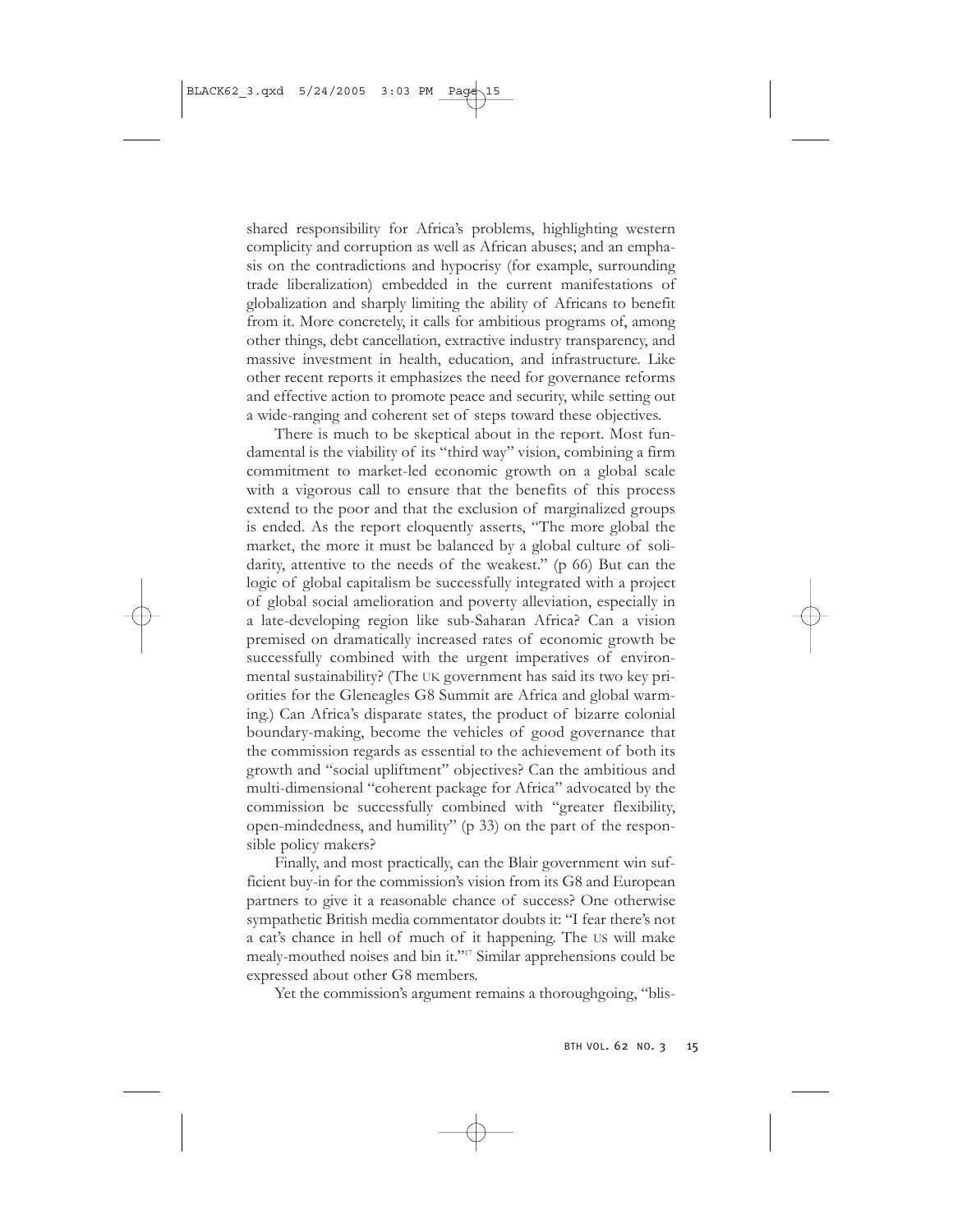shared responsibility for Africa's problems, highlighting western complicity and corruption as well as African abuses; and an emphasis on the contradictions and hypocrisy (for example, surrounding trade liberalization) embedded in the current manifestations of globalization and sharply limiting the ability of Africans to benefit from it. More concretely, it calls for ambitious programs of, among other things, debt cancellation, extractive industry transparency, and massive investment in health, education, and infrastructure. Like other recent reports it emphasizes the need for governance reforms and effective action to promote peace and security, while setting out a wide-ranging and coherent set of steps toward these objectives.

There is much to be skeptical about in the report. Most fundamental is the viability of its "third way" vision, combining a firm commitment to market-led economic growth on a global scale with a vigorous call to ensure that the benefits of this process extend to the poor and that the exclusion of marginalized groups is ended. As the report eloquently asserts, "The more global the market, the more it must be balanced by a global culture of solidarity, attentive to the needs of the weakest." (p 66) But can the logic of global capitalism be successfully integrated with a project of global social amelioration and poverty alleviation, especially in a late-developing region like sub-Saharan Africa? Can a vision premised on dramatically increased rates of economic growth be successfully combined with the urgent imperatives of environmental sustainability? (The UK government has said its two key priorities for the Gleneagles G8 Summit are Africa and global warming.) Can Africa's disparate states, the product of bizarre colonial boundary-making, become the vehicles of good governance that the commission regards as essential to the achievement of both its growth and "social upliftment" objectives? Can the ambitious and multi-dimensional "coherent package for Africa" advocated by the commission be successfully combined with "greater flexibility, open-mindedness, and humility" (p 33) on the part of the responsible policy makers?

Finally, and most practically, can the Blair government win sufficient buy-in for the commission's vision from its G8 and European partners to give it a reasonable chance of success? One otherwise sympathetic British media commentator doubts it: "I fear there's not a cat's chance in hell of much of it happening. The US will make mealy-mouthed noises and bin it."[17] Similar apprehensions could be expressed about other G8 members.

Yet the commission's argument remains a thoroughgoing, "blis-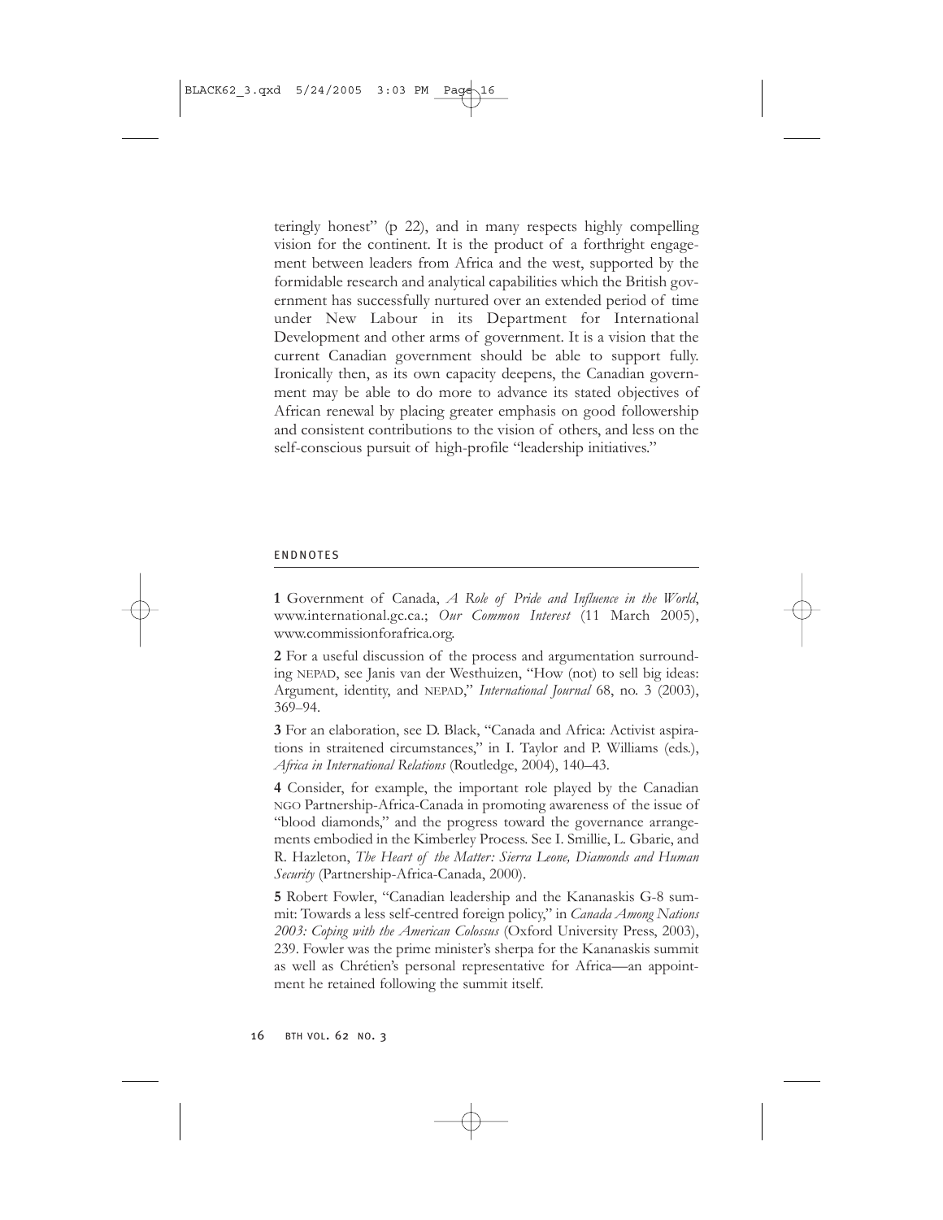teringly honest" (p 22), and in many respects highly compelling vision for the continent. It is the product of a forthright engagement between leaders from Africa and the west, supported by the formidable research and analytical capabilities which the British government has successfully nurtured over an extended period of time under New Labour in its Department for International Development and other arms of government. It is a vision that the current Canadian government should be able to support fully. Ironically then, as its own capacity deepens, the Canadian government may be able to do more to advance its stated objectives of African renewal by placing greater emphasis on good followership and consistent contributions to the vision of others, and less on the self-conscious pursuit of high-profile "leadership initiatives."

## ENDNOTES

**1** Government of Canada, *A Role of Pride and Influence in the World*, www.international.gc.ca.; *Our Common Interest* (11 March 2005), www.commissionforafrica.org.

**2** For a useful discussion of the process and argumentation surrounding NEPAD, see Janis van der Westhuizen, "How (not) to sell big ideas: Argument, identity, and NEPAD," *International Journal* 68, no. 3 (2003), 369–94.

**3** For an elaboration, see D. Black, "Canada and Africa: Activist aspirations in straitened circumstances," in I. Taylor and P. Williams (eds.), *Africa in International Relations* (Routledge, 2004), 140–43.

**4** Consider, for example, the important role played by the Canadian NGO Partnership-Africa-Canada in promoting awareness of the issue of "blood diamonds," and the progress toward the governance arrangements embodied in the Kimberley Process. See I. Smillie, L. Gbarie, and R. Hazleton, *The Heart of the Matter: Sierra Leone, Diamonds and Human Security* (Partnership-Africa-Canada, 2000).

**5** Robert Fowler, "Canadian leadership and the Kananaskis G-8 summit: Towards a less self-centred foreign policy," in *Canada Among Nations 2003: Coping with the American Colossus* (Oxford University Press, 2003), 239. Fowler was the prime minister's sherpa for the Kananaskis summit as well as Chrétien's personal representative for Africa—an appointment he retained following the summit itself.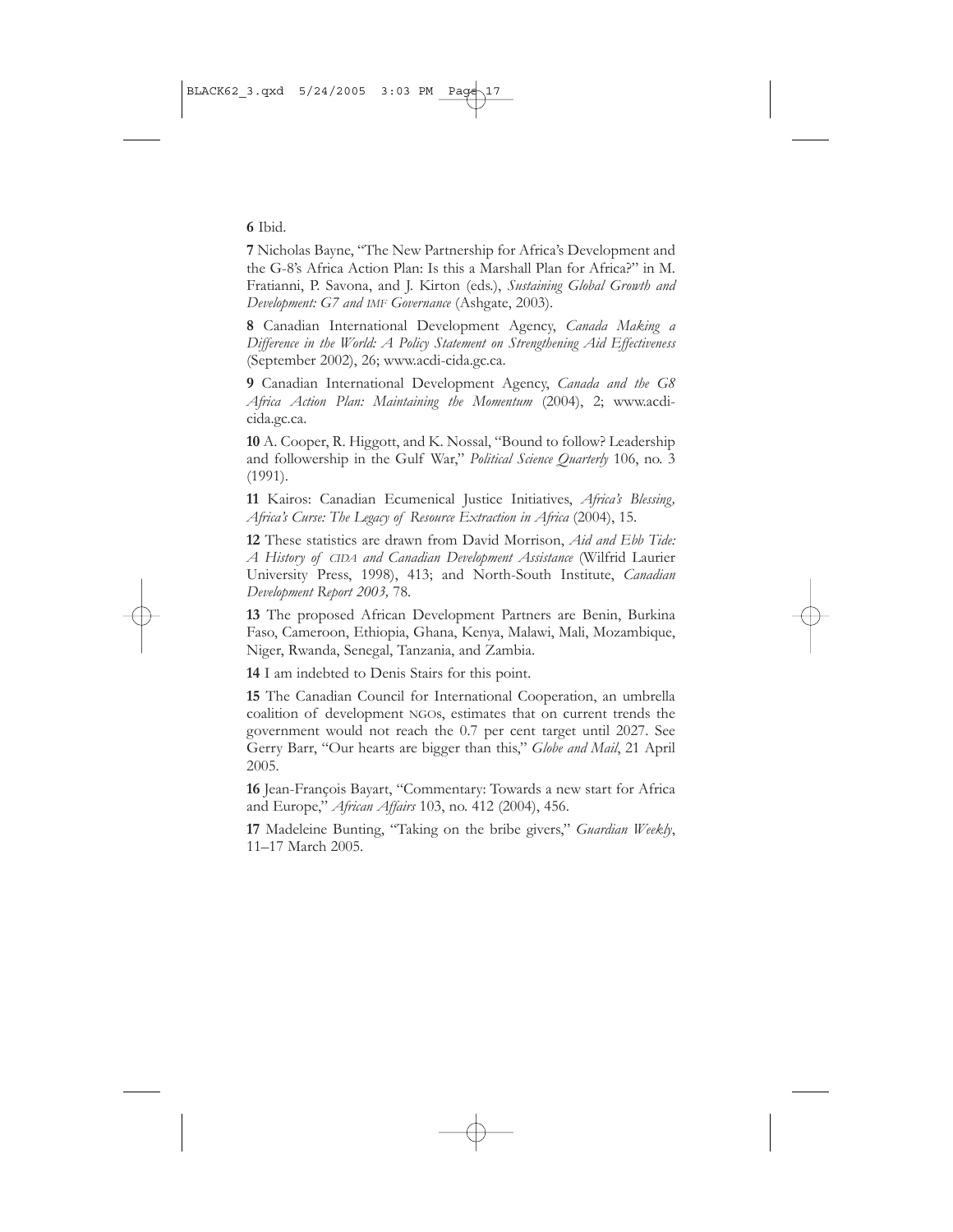**6** Ibid.

**7** Nicholas Bayne, "The New Partnership for Africa's Development and the G-8's Africa Action Plan: Is this a Marshall Plan for Africa?" in M. Fratianni, P. Savona, and J. Kirton (eds.), *Sustaining Global Growth and Development: G7 and IMF Governance* (Ashgate, 2003).

**8** Canadian International Development Agency, *Canada Making a Difference in the World: A Policy Statement on Strengthening Aid Effectiveness* (September 2002), 26; www.acdi-cida.gc.ca.

**9** Canadian International Development Agency, *Canada and the G8 Africa Action Plan: Maintaining the Momentum* (2004), 2; www.acdi-cida.gc.ca.

**10** A. Cooper, R. Higgott, and K. Nossal, "Bound to follow? Leadership and followership in the Gulf War," *Political Science Quarterly* 106, no. 3 (1991).

**11** Kairos: Canadian Ecumenical Justice Initiatives, *Africa's Blessing, Africa's Curse: The Legacy of Resource Extraction in Africa* (2004), 15.

**12** These statistics are drawn from David Morrison, *Aid and Ebb Tide: A History of CIDA and Canadian Development Assistance* (Wilfrid Laurier University Press, 1998), 413; and North-South Institute, *Canadian Development Report 2003,* 78.

**13** The proposed African Development Partners are Benin, Burkina Faso, Cameroon, Ethiopia, Ghana, Kenya, Malawi, Mali, Mozambique, Niger, Rwanda, Senegal, Tanzania, and Zambia.

**14** I am indebted to Denis Stairs for this point.

**15** The Canadian Council for International Cooperation, an umbrella coalition of development NGOs, estimates that on current trends the government would not reach the 0.7 per cent target until 2027. See Gerry Barr, "Our hearts are bigger than this," *Globe and Mail*, 21 April 2005.

**16** Jean-François Bayart, "Commentary: Towards a new start for Africa and Europe," *African Affairs* 103, no. 412 (2004), 456.

**17** Madeleine Bunting, "Taking on the bribe givers," *Guardian Weekly*, 11–17 March 2005.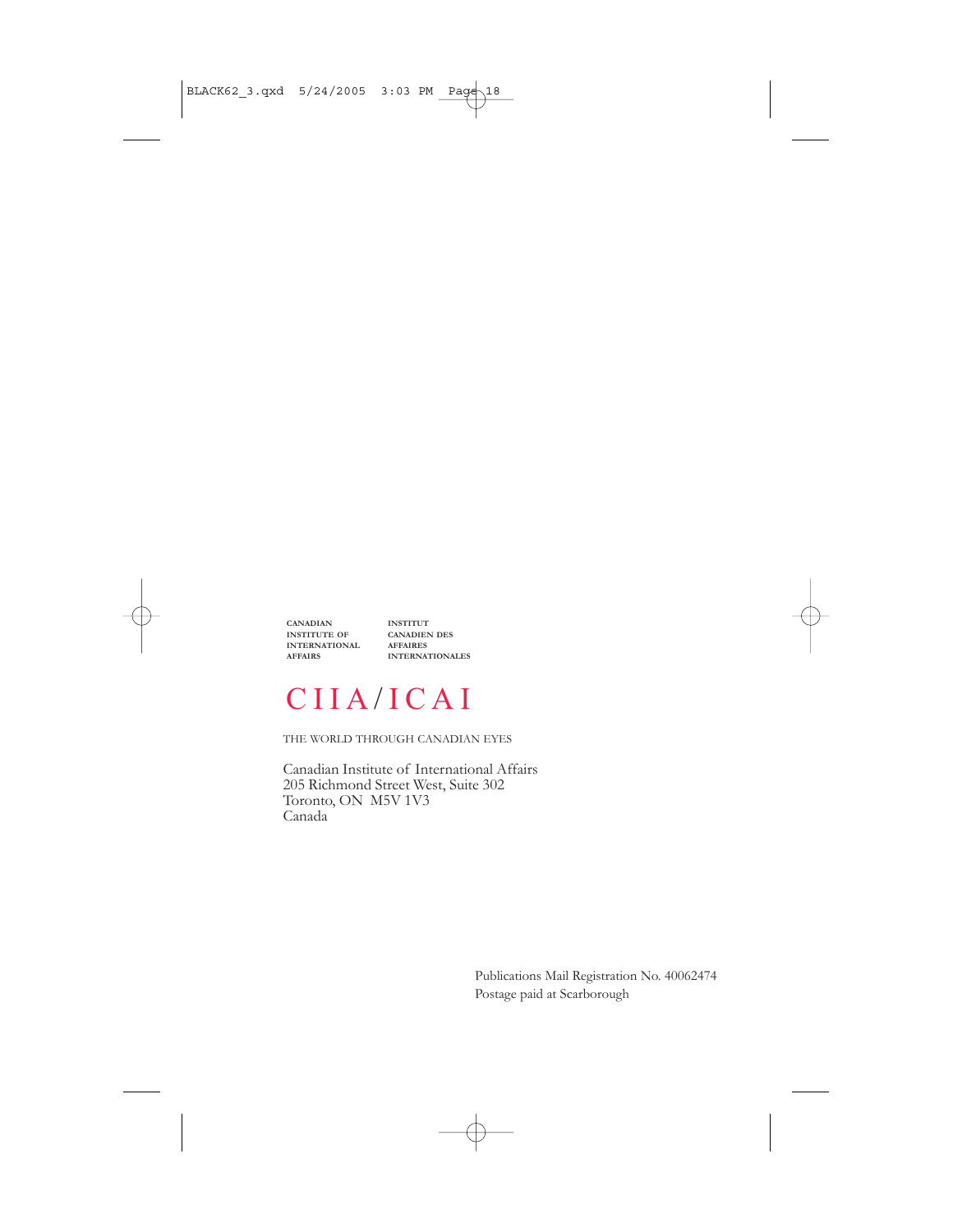**CANADIAN INSTITUTE OF INTERNATIONAL AFFAIRS**

**INSTITUT CANADIEN DES AFFAIRES INTERNATIONALES**

# CIIA/ICAI

THE WORLD THROUGH CANADIAN EYES

Canadian Institute of International Affairs
205 Richmond Street West, Suite 302
Toronto, ON M5V 1V3
Canada

Publications Mail Registration No. 40062474
Postage paid at Scarborough